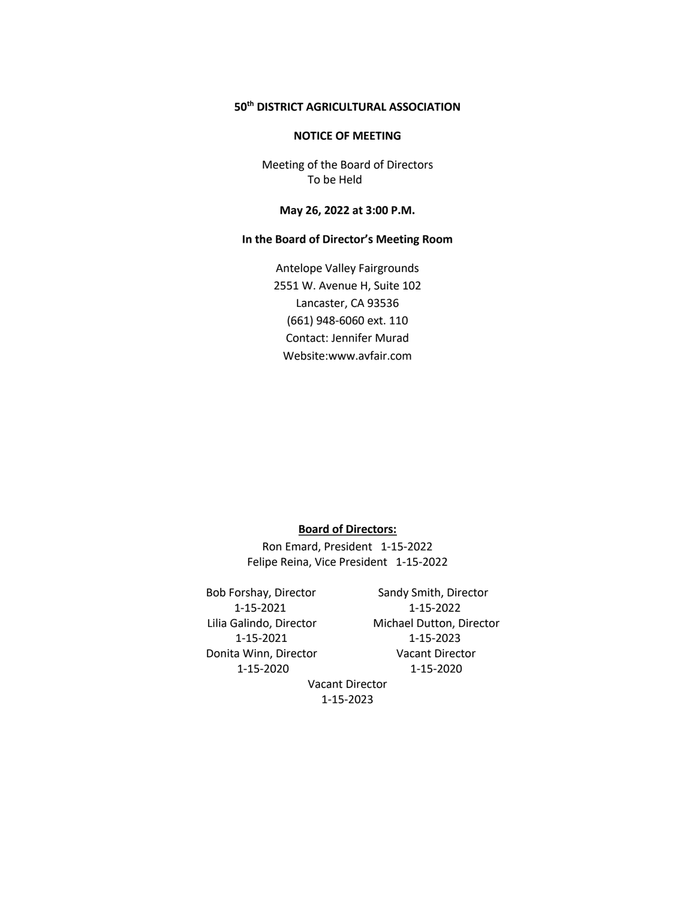**50th DISTRICT AGRICULTURAL ASSOCIATION**

**NOTICE OF MEETING**

Meeting of the Board of Directors
To be Held

**May 26, 2022 at 3:00 P.M.**

**In the Board of Director's Meeting Room**

Antelope Valley Fairgrounds
2551 W. Avenue H, Suite 102
Lancaster, CA 93536
(661) 948-6060 ext. 110
Contact: Jennifer Murad
Website:www.avfair.com

**Board of Directors:**

Ron Emard, President 1-15-2022
Felipe Reina, Vice President 1-15-2022

Bob Forshay, Director
1-15-2021

Lilia Galindo, Director
1-15-2021

Donita Winn, Director
1-15-2020

Sandy Smith, Director
1-15-2022

Michael Dutton, Director
1-15-2023

Vacant Director
1-15-2020

Vacant Director
1-15-2023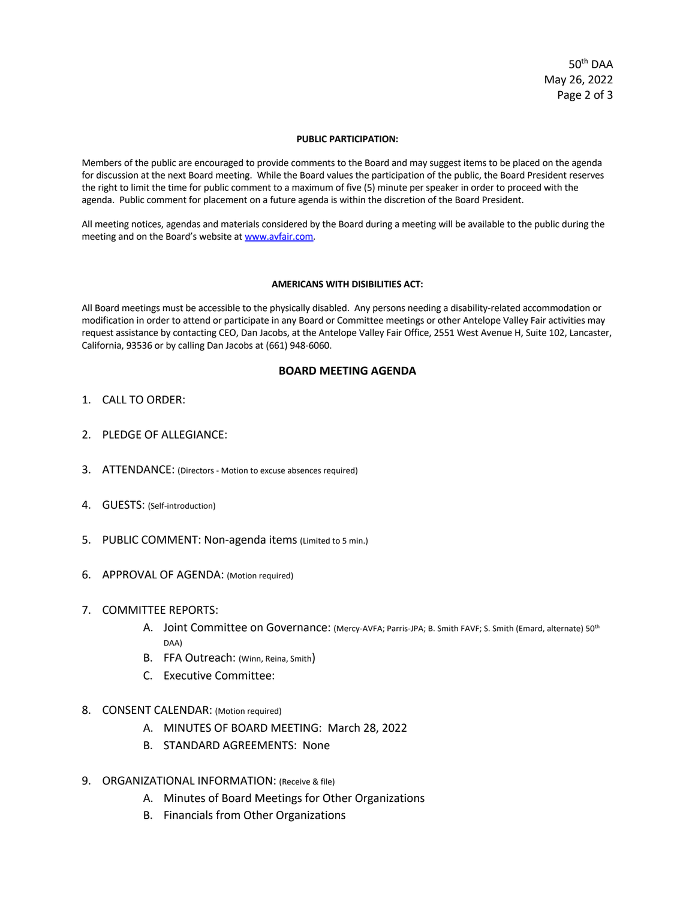**PUBLIC PARTICIPATION:**

Members of the public are encouraged to provide comments to the Board and may suggest items to be placed on the agenda for discussion at the next Board meeting. While the Board values the participation of the public, the Board President reserves the right to limit the time for public comment to a maximum of five (5) minute per speaker in order to proceed with the agenda. Public comment for placement on a future agenda is within the discretion of the Board President.

All meeting notices, agendas and materials considered by the Board during a meeting will be available to the public during the meeting and on the Board's website at www.avfair.com.

**AMERICANS WITH DISIBILITIES ACT:**

All Board meetings must be accessible to the physically disabled. Any persons needing a disability-related accommodation or modification in order to attend or participate in any Board or Committee meetings or other Antelope Valley Fair activities may request assistance by contacting CEO, Dan Jacobs, at the Antelope Valley Fair Office, 2551 West Avenue H, Suite 102, Lancaster, California, 93536 or by calling Dan Jacobs at (661) 948-6060.

## BOARD MEETING AGENDA

1. CALL TO ORDER:
2. PLEDGE OF ALLEGIANCE:
3. ATTENDANCE: (Directors - Motion to excuse absences required)
4. GUESTS: (Self-introduction)
5. PUBLIC COMMENT: Non-agenda items (Limited to 5 min.)
6. APPROVAL OF AGENDA: (Motion required)
7. COMMITTEE REPORTS:
   - A. Joint Committee on Governance: (Mercy-AVFA; Parris-JPA; B. Smith FAVF; S. Smith (Emard, alternate) 50th DAA)
   - B. FFA Outreach: (Winn, Reina, Smith)
   - C. Executive Committee:
8. CONSENT CALENDAR: (Motion required)
   - A. MINUTES OF BOARD MEETING: March 28, 2022
   - B. STANDARD AGREEMENTS: None
9. ORGANIZATIONAL INFORMATION: (Receive & file)
   - A. Minutes of Board Meetings for Other Organizations
   - B. Financials from Other Organizations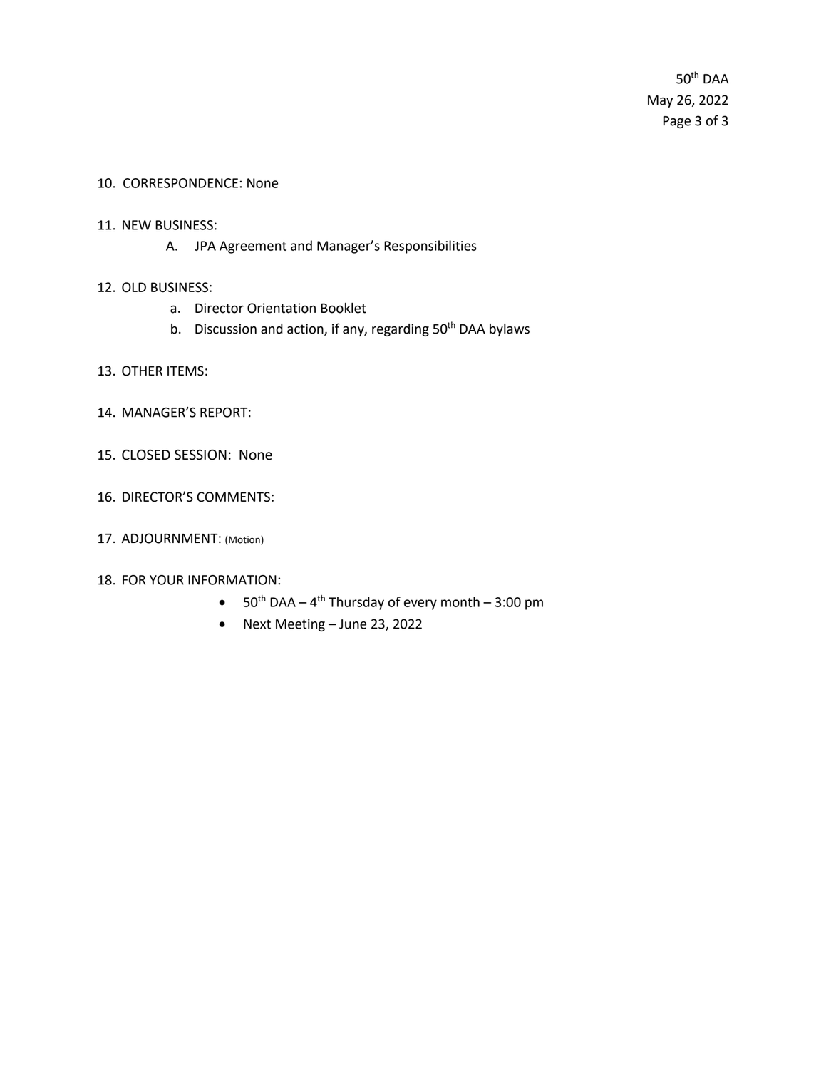10. CORRESPONDENCE: None

11. NEW BUSINESS:
    A. JPA Agreement and Manager's Responsibilities

12. OLD BUSINESS:
    a. Director Orientation Booklet
    b. Discussion and action, if any, regarding 50th DAA bylaws

13. OTHER ITEMS:

14. MANAGER'S REPORT:

15. CLOSED SESSION: None

16. DIRECTOR'S COMMENTS:

17. ADJOURNMENT: (Motion)

18. FOR YOUR INFORMATION:
    - 50th DAA – 4th Thursday of every month – 3:00 pm
    - Next Meeting – June 23, 2022